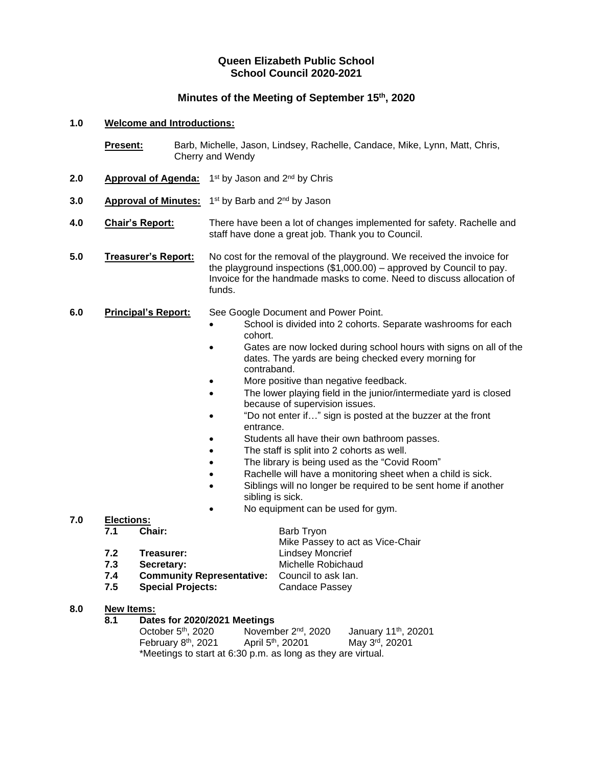# Queen Elizabeth Public School
## School Council 2020-2021

### Minutes of the Meeting of September 15th, 2020

**1.0 Welcome and Introductions:**

**Present:** Barb, Michelle, Jason, Lindsey, Rachelle, Candace, Mike, Lynn, Matt, Chris, Cherry and Wendy

**2.0 Approval of Agenda:** 1st by Jason and 2nd by Chris

**3.0 Approval of Minutes:** 1st by Barb and 2nd by Jason

**4.0 Chair's Report:** There have been a lot of changes implemented for safety. Rachelle and staff have done a great job. Thank you to Council.

**5.0 Treasurer's Report:** No cost for the removal of the playground. We received the invoice for the playground inspections ($1,000.00) – approved by Council to pay. Invoice for the handmade masks to come. Need to discuss allocation of funds.

**6.0 Principal's Report:** See Google Document and Power Point.

- School is divided into 2 cohorts. Separate washrooms for each cohort.
- Gates are now locked during school hours with signs on all of the dates. The yards are being checked every morning for contraband.
- More positive than negative feedback.
- The lower playing field in the junior/intermediate yard is closed because of supervision issues.
- "Do not enter if…" sign is posted at the buzzer at the front entrance.
- Students all have their own bathroom passes.
- The staff is split into 2 cohorts as well.
- The library is being used as the "Covid Room"
- Rachelle will have a monitoring sheet when a child is sick.
- Siblings will no longer be required to be sent home if another sibling is sick.
- No equipment can be used for gym.

**7.0 Elections:**

- **7.1 Chair:** Barb Tryon
  Mike Passey to act as Vice-Chair
- **7.2 Treasurer:** Lindsey Moncrief
- **7.3 Secretary:** Michelle Robichaud
- **7.4 Community Representative:** Council to ask Ian.
- **7.5 Special Projects:** Candace Passey

**8.0 New Items:**

**8.1 Dates for 2020/2021 Meetings**

| | | |
|---|---|---|
| October 5th, 2020 | November 2nd, 2020 | January 11th, 20201 |
| February 8th, 2021 | April 5th, 20201 | May 3rd, 20201 |

*Meetings to start at 6:30 p.m. as long as they are virtual.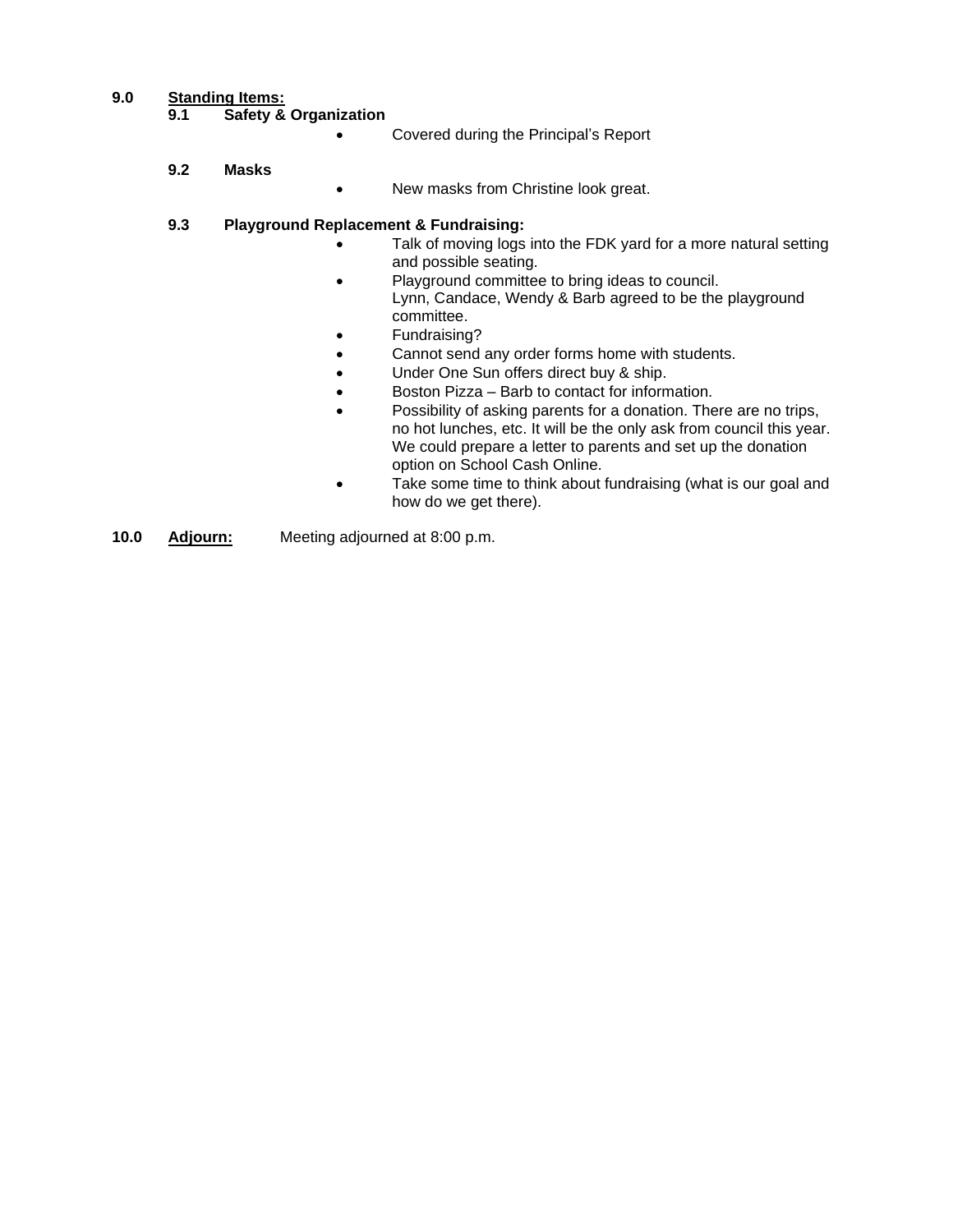**9.0 Standing Items:**

**9.1 Safety & Organization**

- Covered during the Principal's Report

**9.2 Masks**

- New masks from Christine look great.

**9.3 Playground Replacement & Fundraising:**

- Talk of moving logs into the FDK yard for a more natural setting and possible seating.
- Playground committee to bring ideas to council.
  Lynn, Candace, Wendy & Barb agreed to be the playground committee.
- Fundraising?
- Cannot send any order forms home with students.
- Under One Sun offers direct buy & ship.
- Boston Pizza – Barb to contact for information.
- Possibility of asking parents for a donation. There are no trips, no hot lunches, etc. It will be the only ask from council this year. We could prepare a letter to parents and set up the donation option on School Cash Online.
- Take some time to think about fundraising (what is our goal and how do we get there).

**10.0 Adjourn:** Meeting adjourned at 8:00 p.m.